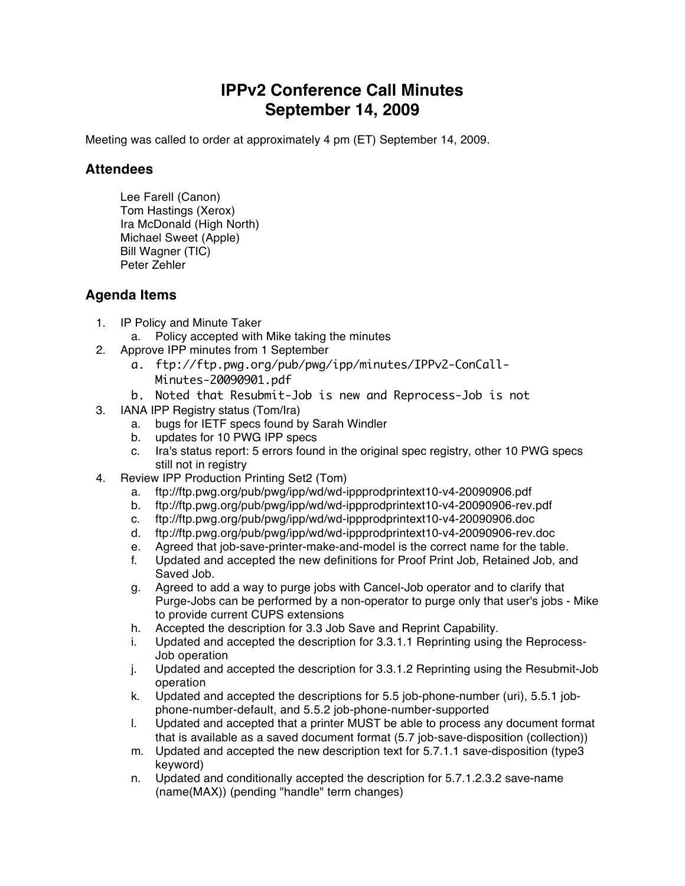# IPPv2 Conference Call Minutes
# September 14, 2009

Meeting was called to order at approximately 4 pm (ET) September 14, 2009.

## Attendees

Lee Farell (Canon)
Tom Hastings (Xerox)
Ira McDonald (High North)
Michael Sweet (Apple)
Bill Wagner (TIC)
Peter Zehler

## Agenda Items

1. IP Policy and Minute Taker
   a. Policy accepted with Mike taking the minutes
2. Approve IPP minutes from 1 September
   a. ftp://ftp.pwg.org/pub/pwg/ipp/minutes/IPPv2-ConCall-Minutes-20090901.pdf
   b. Noted that Resubmit-Job is new and Reprocess-Job is not
3. IANA IPP Registry status (Tom/Ira)
   a. bugs for IETF specs found by Sarah Windler
   b. updates for 10 PWG IPP specs
   c. Ira's status report: 5 errors found in the original spec registry, other 10 PWG specs still not in registry
4. Review IPP Production Printing Set2 (Tom)
   a. ftp://ftp.pwg.org/pub/pwg/ipp/wd/wd-ippprodprintext10-v4-20090906.pdf
   b. ftp://ftp.pwg.org/pub/pwg/ipp/wd/wd-ippprodprintext10-v4-20090906-rev.pdf
   c. ftp://ftp.pwg.org/pub/pwg/ipp/wd/wd-ippprodprintext10-v4-20090906.doc
   d. ftp://ftp.pwg.org/pub/pwg/ipp/wd/wd-ippprodprintext10-v4-20090906-rev.doc
   e. Agreed that job-save-printer-make-and-model is the correct name for the table.
   f. Updated and accepted the new definitions for Proof Print Job, Retained Job, and Saved Job.
   g. Agreed to add a way to purge jobs with Cancel-Job operator and to clarify that Purge-Jobs can be performed by a non-operator to purge only that user's jobs - Mike to provide current CUPS extensions
   h. Accepted the description for 3.3 Job Save and Reprint Capability.
   i. Updated and accepted the description for 3.3.1.1 Reprinting using the Reprocess-Job operation
   j. Updated and accepted the description for 3.3.1.2 Reprinting using the Resubmit-Job operation
   k. Updated and accepted the descriptions for 5.5 job-phone-number (uri), 5.5.1 job-phone-number-default, and 5.5.2 job-phone-number-supported
   l. Updated and accepted that a printer MUST be able to process any document format that is available as a saved document format (5.7 job-save-disposition (collection))
   m. Updated and accepted the new description text for 5.7.1.1 save-disposition (type3 keyword)
   n. Updated and conditionally accepted the description for 5.7.1.2.3.2 save-name (name(MAX)) (pending "handle" term changes)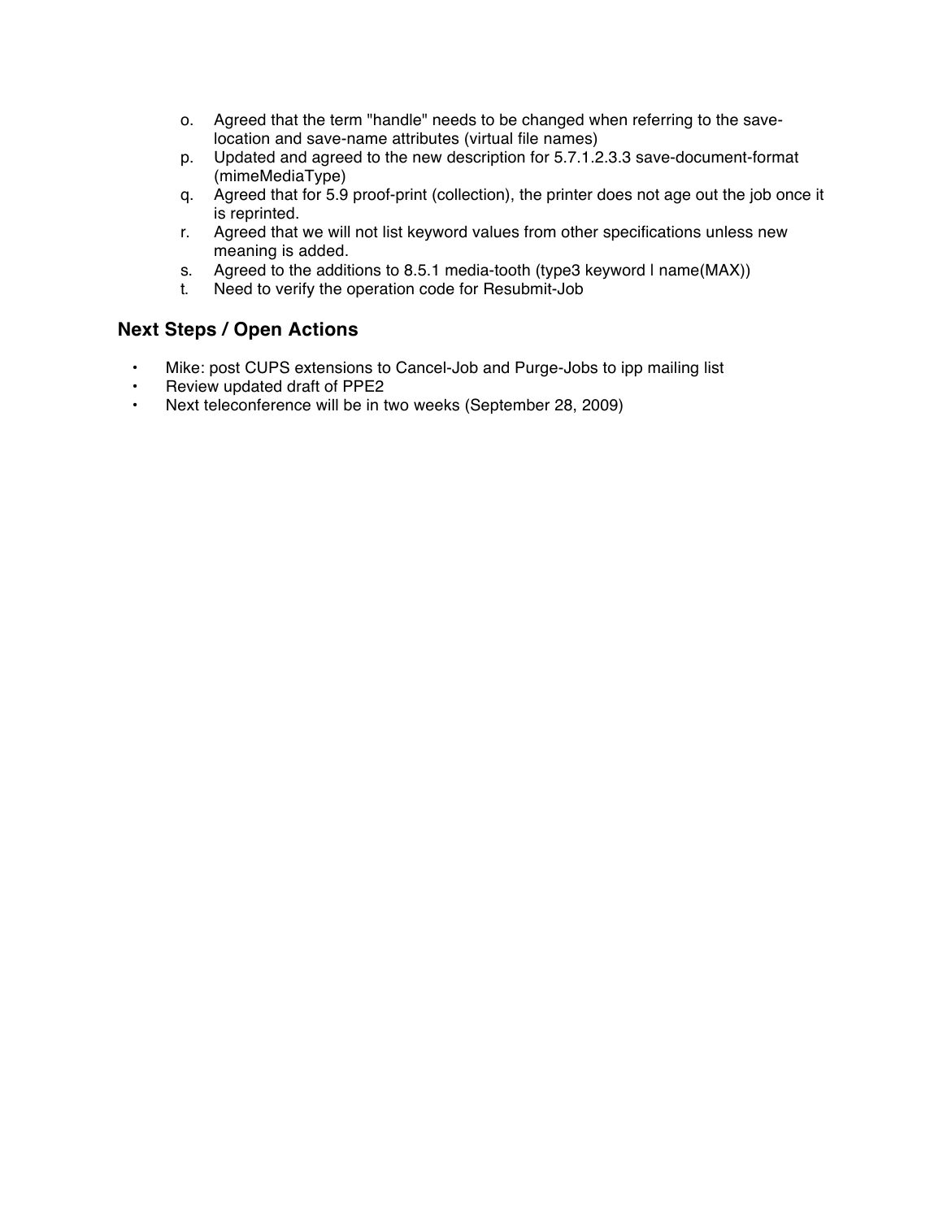o. Agreed that the term "handle" needs to be changed when referring to the save-location and save-name attributes (virtual file names)
p. Updated and agreed to the new description for 5.7.1.2.3.3 save-document-format (mimeMediaType)
q. Agreed that for 5.9 proof-print (collection), the printer does not age out the job once it is reprinted.
r. Agreed that we will not list keyword values from other specifications unless new meaning is added.
s. Agreed to the additions to 8.5.1 media-tooth (type3 keyword | name(MAX))
t. Need to verify the operation code for Resubmit-Job

## Next Steps / Open Actions

- Mike: post CUPS extensions to Cancel-Job and Purge-Jobs to ipp mailing list
- Review updated draft of PPE2
- Next teleconference will be in two weeks (September 28, 2009)